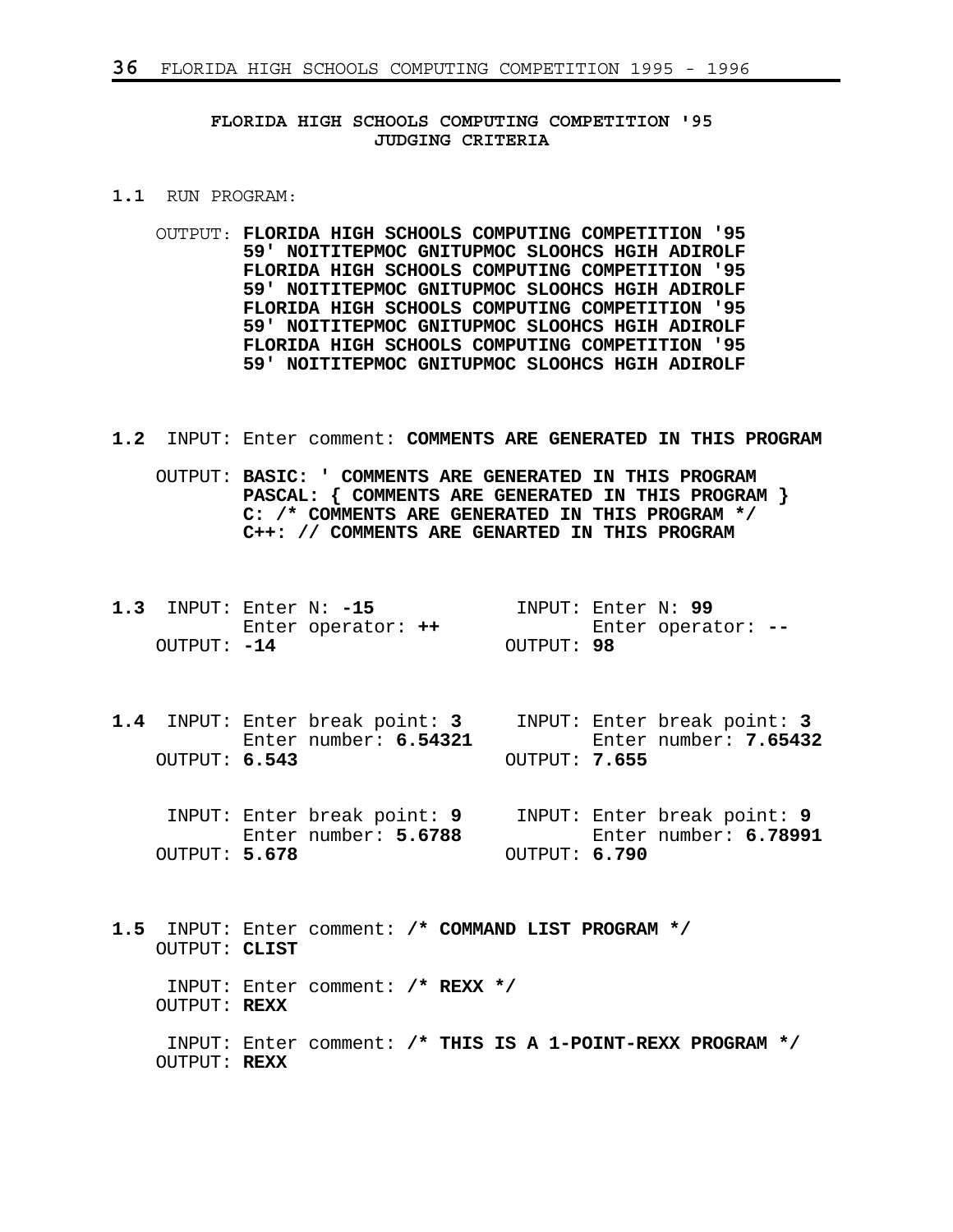**FLORIDA HIGH SCHOOLS COMPUTING COMPETITION '95**
**JUDGING CRITERIA**

**1.1** RUN PROGRAM:

OUTPUT:
```
FLORIDA HIGH SCHOOLS COMPUTING COMPETITION '95
59' NOITITEPMOC GNITUPMOC SLOOHCS HGIH ADIROLF
FLORIDA HIGH SCHOOLS COMPUTING COMPETITION '95
59' NOITITEPMOC GNITUPMOC SLOOHCS HGIH ADIROLF
FLORIDA HIGH SCHOOLS COMPUTING COMPETITION '95
59' NOITITEPMOC GNITUPMOC SLOOHCS HGIH ADIROLF
FLORIDA HIGH SCHOOLS COMPUTING COMPETITION '95
59' NOITITEPMOC GNITUPMOC SLOOHCS HGIH ADIROLF
```

**1.2** INPUT: Enter comment: **COMMENTS ARE GENERATED IN THIS PROGRAM**

OUTPUT:
```
BASIC: ' COMMENTS ARE GENERATED IN THIS PROGRAM
PASCAL: { COMMENTS ARE GENERATED IN THIS PROGRAM }
C: /* COMMENTS ARE GENERATED IN THIS PROGRAM */
C++: // COMMENTS ARE GENARTED IN THIS PROGRAM
```

**1.3**
```
INPUT: Enter N: -15                INPUT: Enter N: 99
       Enter operator: ++                 Enter operator: --
OUTPUT: -14                        OUTPUT: 98
```

**1.4**
```
INPUT: Enter break point: 3        INPUT: Enter break point: 3
       Enter number: 6.54321              Enter number: 7.65432
OUTPUT: 6.543                      OUTPUT: 7.655

INPUT: Enter break point: 9        INPUT: Enter break point: 9
       Enter number: 5.6788               Enter number: 6.78991
OUTPUT: 5.678                      OUTPUT: 6.790
```

**1.5**
```
INPUT: Enter comment: /* COMMAND LIST PROGRAM */
OUTPUT: CLIST

INPUT: Enter comment: /* REXX */
OUTPUT: REXX

INPUT: Enter comment: /* THIS IS A 1-POINT-REXX PROGRAM */
OUTPUT: REXX
```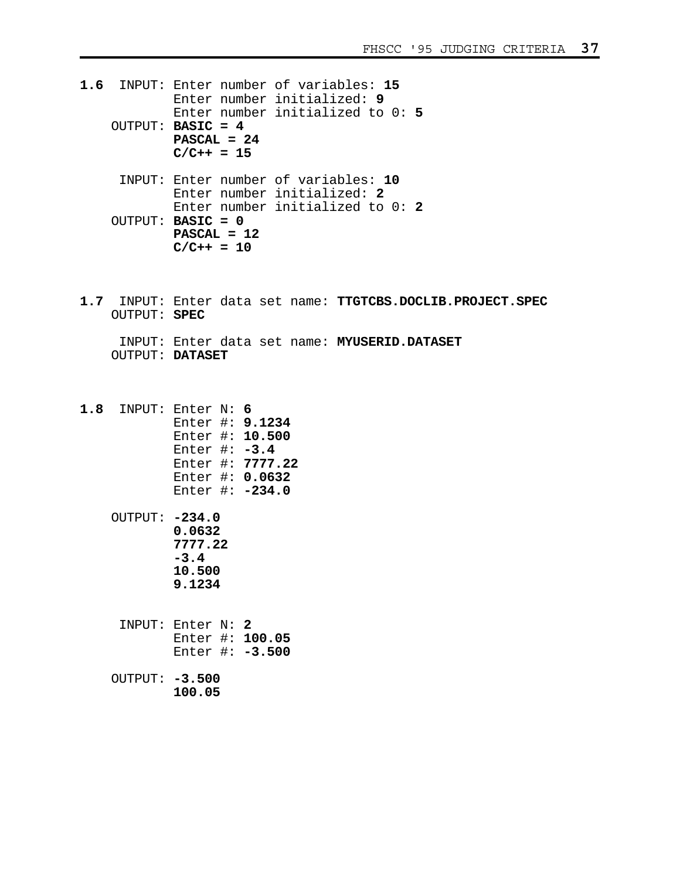**1.6** INPUT: Enter number of variables: **15**
Enter number initialized: **9**
Enter number initialized to 0: **5**

OUTPUT: **BASIC = 4**
**PASCAL = 24**
**C/C++ = 15**

INPUT: Enter number of variables: **10**
Enter number initialized: **2**
Enter number initialized to 0: **2**

OUTPUT: **BASIC = 0**
**PASCAL = 12**
**C/C++ = 10**

**1.7** INPUT: Enter data set name: **TTGTCBS.DOCLIB.PROJECT.SPEC**

OUTPUT: **SPEC**

INPUT: Enter data set name: **MYUSERID.DATASET**

OUTPUT: **DATASET**

**1.8** INPUT: Enter N: **6**
Enter #: **9.1234**
Enter #: **10.500**
Enter #: **-3.4**
Enter #: **7777.22**
Enter #: **0.0632**
Enter #: **-234.0**

OUTPUT: **-234.0**
**0.0632**
**7777.22**
**-3.4**
**10.500**
**9.1234**

INPUT: Enter N: **2**
Enter #: **100.05**
Enter #: **-3.500**

OUTPUT: **-3.500**
**100.05**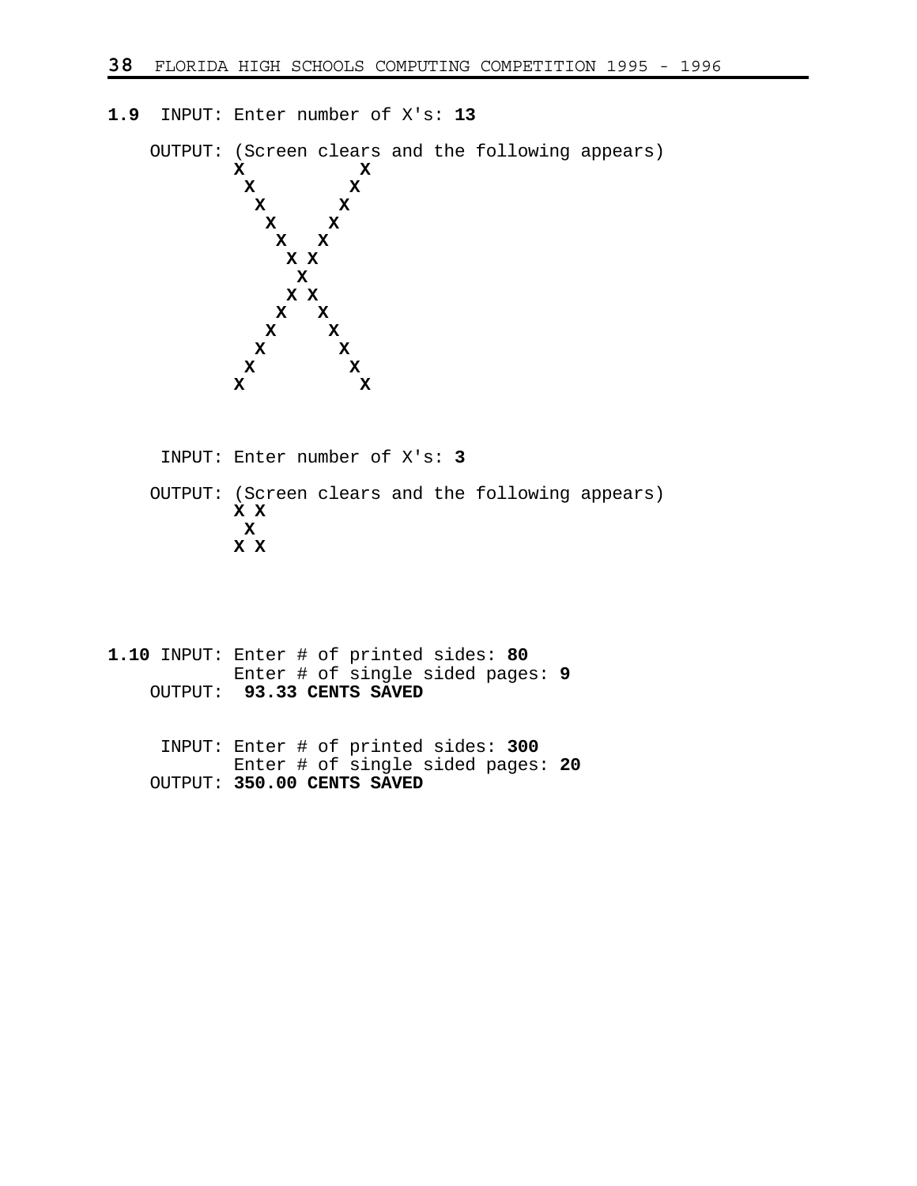**1.9** INPUT: Enter number of X's: **13**

OUTPUT: (Screen clears and the following appears)

```
X           X
 X         X
  X       X
   X     X
    X   X
     X X
      X
     X X
    X   X
   X     X
  X       X
 X         X
X           X
```

INPUT: Enter number of X's: **3**

OUTPUT: (Screen clears and the following appears)

```
X X
 X
X X
```

**1.10** INPUT: Enter # of printed sides: **80**
Enter # of single sided pages: **9**
OUTPUT: **93.33 CENTS SAVED**

INPUT: Enter # of printed sides: **300**
Enter # of single sided pages: **20**
OUTPUT: **350.00 CENTS SAVED**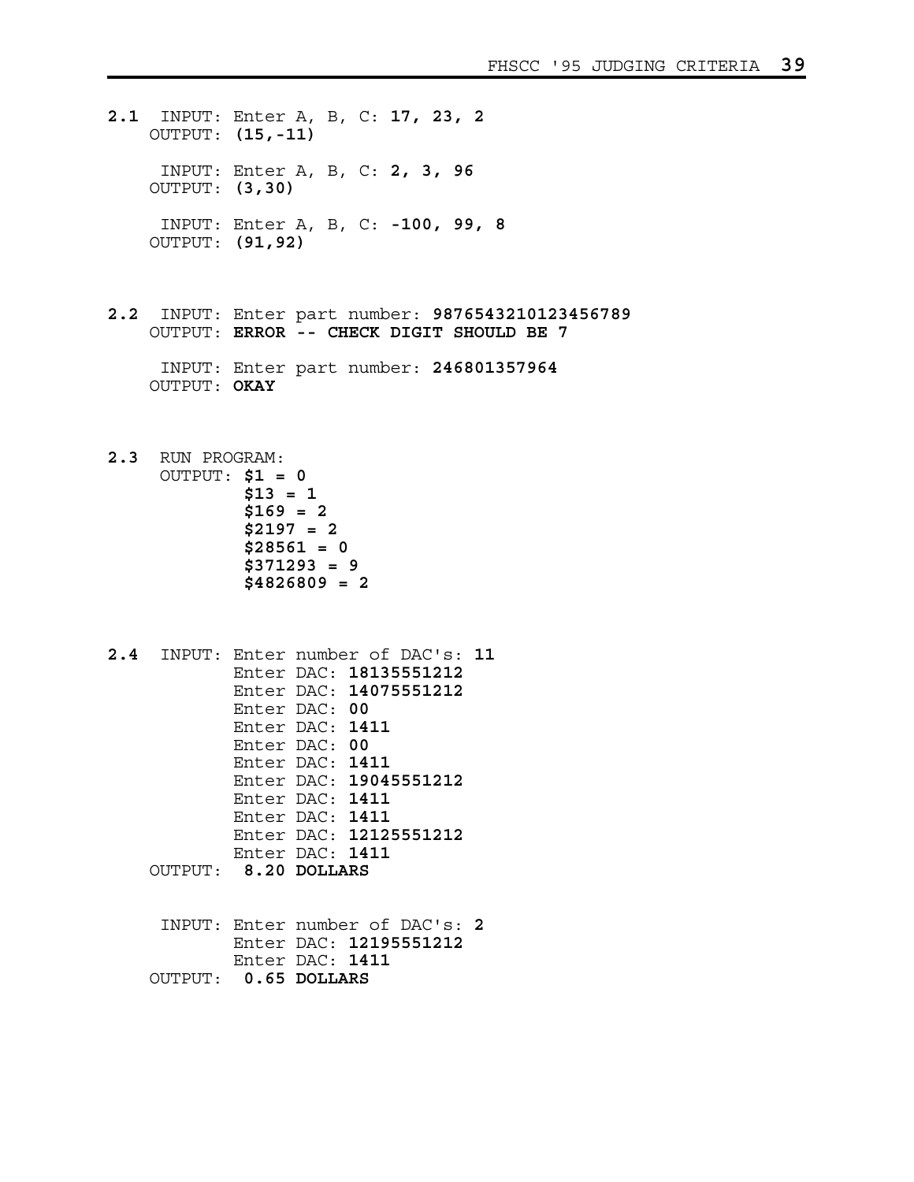**2.1** INPUT: Enter A, B, C: **17, 23, 2**
OUTPUT: **(15,-11)**

INPUT: Enter A, B, C: **2, 3, 96**
OUTPUT: **(3,30)**

INPUT: Enter A, B, C: **-100, 99, 8**
OUTPUT: **(91,92)**

**2.2** INPUT: Enter part number: **9876543210123456789**
OUTPUT: **ERROR -- CHECK DIGIT SHOULD BE 7**

INPUT: Enter part number: **246801357964**
OUTPUT: **OKAY**

**2.3** RUN PROGRAM:
OUTPUT:

```
$1 = 0
$13 = 1
$169 = 2
$2197 = 2
$28561 = 0
$371293 = 9
$4826809 = 2
```

**2.4** INPUT:

```
Enter number of DAC's: 11
Enter DAC: 18135551212
Enter DAC: 14075551212
Enter DAC: 00
Enter DAC: 1411
Enter DAC: 00
Enter DAC: 1411
Enter DAC: 19045551212
Enter DAC: 1411
Enter DAC: 1411
Enter DAC: 12125551212
Enter DAC: 1411
```

OUTPUT: **8.20 DOLLARS**

INPUT:

```
Enter number of DAC's: 2
Enter DAC: 12195551212
Enter DAC: 1411
```

OUTPUT: **0.65 DOLLARS**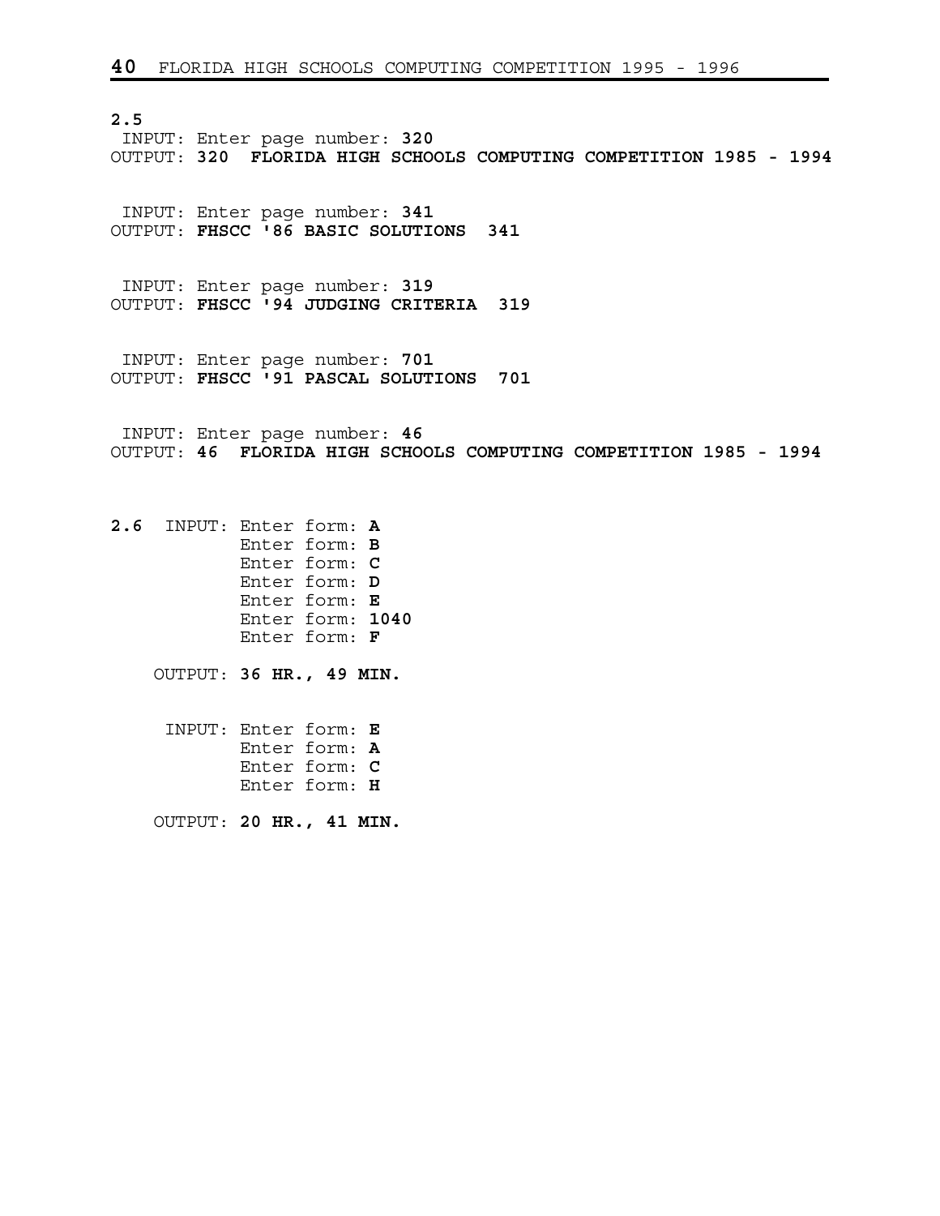**2.5**

INPUT: Enter page number: **320**
OUTPUT: **320  FLORIDA HIGH SCHOOLS COMPUTING COMPETITION 1985 - 1994**

INPUT: Enter page number: **341**
OUTPUT: **FHSCC '86 BASIC SOLUTIONS  341**

INPUT: Enter page number: **319**
OUTPUT: **FHSCC '94 JUDGING CRITERIA  319**

INPUT: Enter page number: **701**
OUTPUT: **FHSCC '91 PASCAL SOLUTIONS  701**

INPUT: Enter page number: **46**
OUTPUT: **46  FLORIDA HIGH SCHOOLS COMPUTING COMPETITION 1985 - 1994**

**2.6**

```
INPUT: Enter form: A
       Enter form: B
       Enter form: C
       Enter form: D
       Enter form: E
       Enter form: 1040
       Enter form: F

OUTPUT: 36 HR., 49 MIN.
```

```
INPUT: Enter form: E
       Enter form: A
       Enter form: C
       Enter form: H

OUTPUT: 20 HR., 41 MIN.
```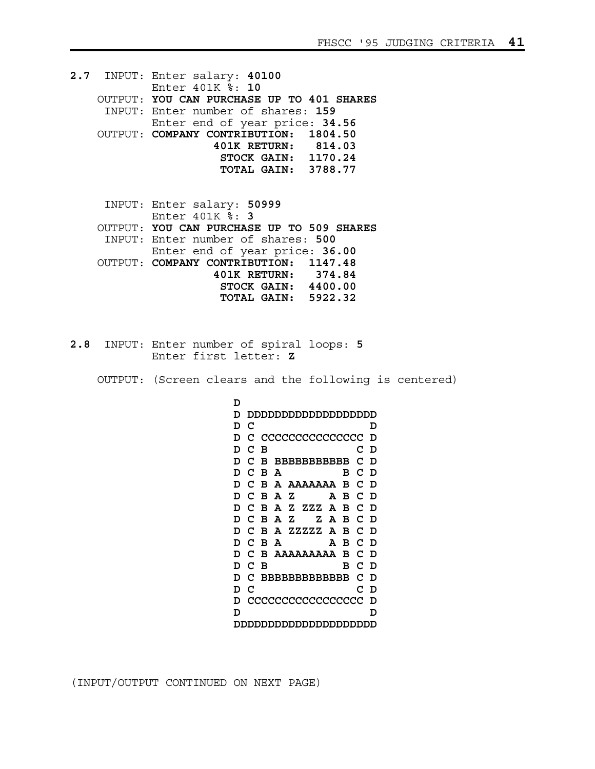**2.7** INPUT: Enter salary: **40100**
Enter 401K %: **10**

OUTPUT: **YOU CAN PURCHASE UP TO 401 SHARES**

INPUT: Enter number of shares: **159**
Enter end of year price: **34.56**

OUTPUT:
```
COMPANY CONTRIBUTION:  1804.50
         401K RETURN:   814.03
          STOCK GAIN:  1170.24
          TOTAL GAIN:  3788.77
```

INPUT: Enter salary: **50999**
Enter 401K %: **3**

OUTPUT: **YOU CAN PURCHASE UP TO 509 SHARES**

INPUT: Enter number of shares: **500**
Enter end of year price: **36.00**

OUTPUT:
```
COMPANY CONTRIBUTION:  1147.48
         401K RETURN:   374.84
          STOCK GAIN:  4400.00
          TOTAL GAIN:  5922.32
```

**2.8** INPUT: Enter number of spiral loops: **5**
Enter first letter: **Z**

OUTPUT: (Screen clears and the following is centered)

```
D
D DDDDDDDDDDDDDDDDDDD
D C                 D
D C CCCCCCCCCCCCCCC D
D C B             C D
D C B BBBBBBBBBBB C D
D C B A         B C D
D C B A AAAAAAA B C D
D C B A Z     A B C D
D C B A Z ZZZ A B C D
D C B A Z   Z A B C D
D C B A ZZZZZ A B C D
D C B A       A B C D
D C B AAAAAAAAA B C D
D C B           B C D
D C BBBBBBBBBBBBB C D
D C               C D
D CCCCCCCCCCCCCCCCC D
D                   D
DDDDDDDDDDDDDDDDDDDDD
```

(INPUT/OUTPUT CONTINUED ON NEXT PAGE)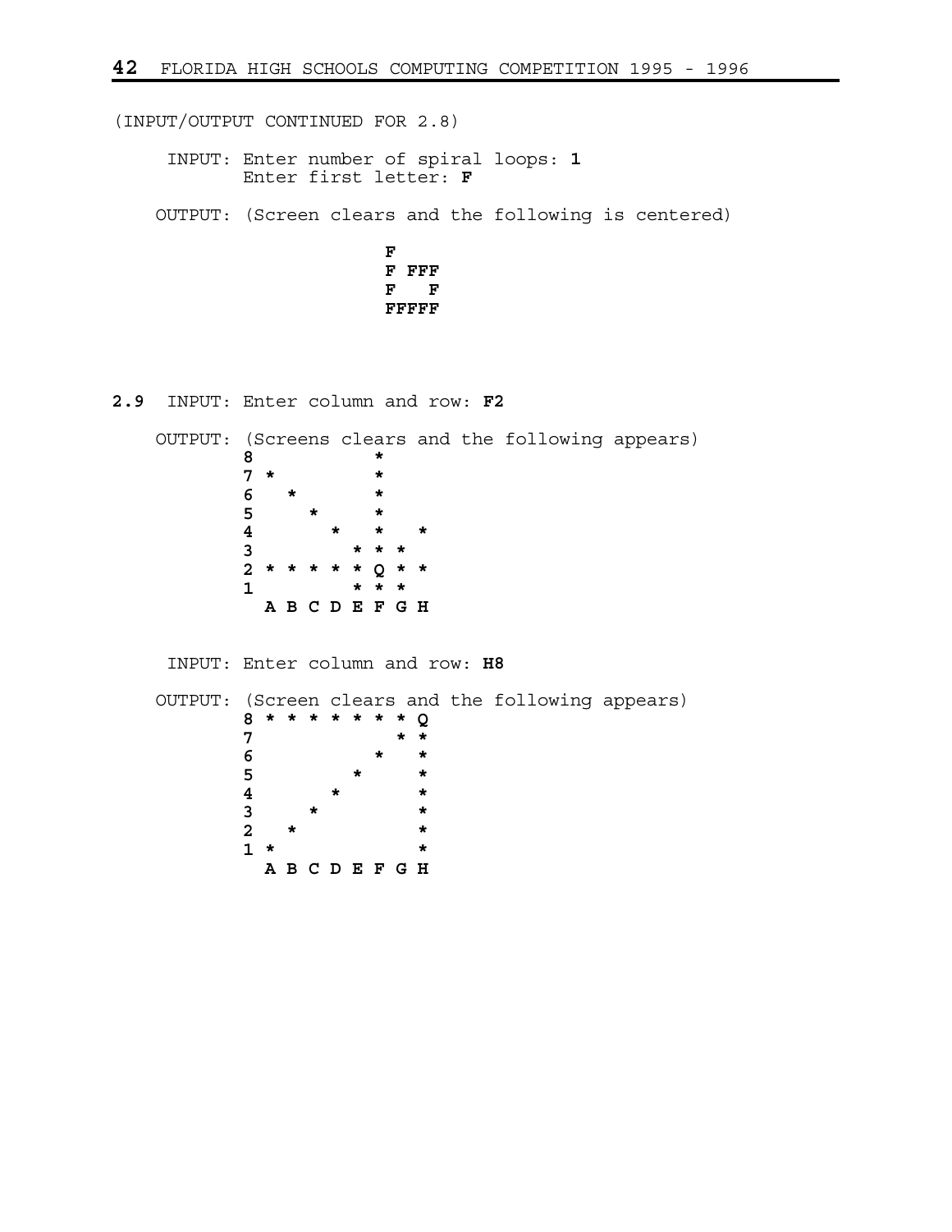(INPUT/OUTPUT CONTINUED FOR 2.8)

```
     INPUT: Enter number of spiral loops: 1
            Enter first letter: F

    OUTPUT: (Screen clears and the following is centered)

                      F
                      F FFF
                      F   F
                      FFFFF
```

**2.9**

```
     INPUT: Enter column and row: F2

    OUTPUT: (Screens clears and the following appears)
            8           *
            7 *         *
            6   *       *
            5     *     *
            4       *   *   *
            3         * * *
            2 * * * * * Q * *
            1         * * *
              A B C D E F G H

     INPUT: Enter column and row: H8

    OUTPUT: (Screen clears and the following appears)
            8 * * * * * * * Q
            7             * *
            6           *   *
            5         *     *
            4       *       *
            3     *         *
            2   *           *
            1 *             *
              A B C D E F G H
```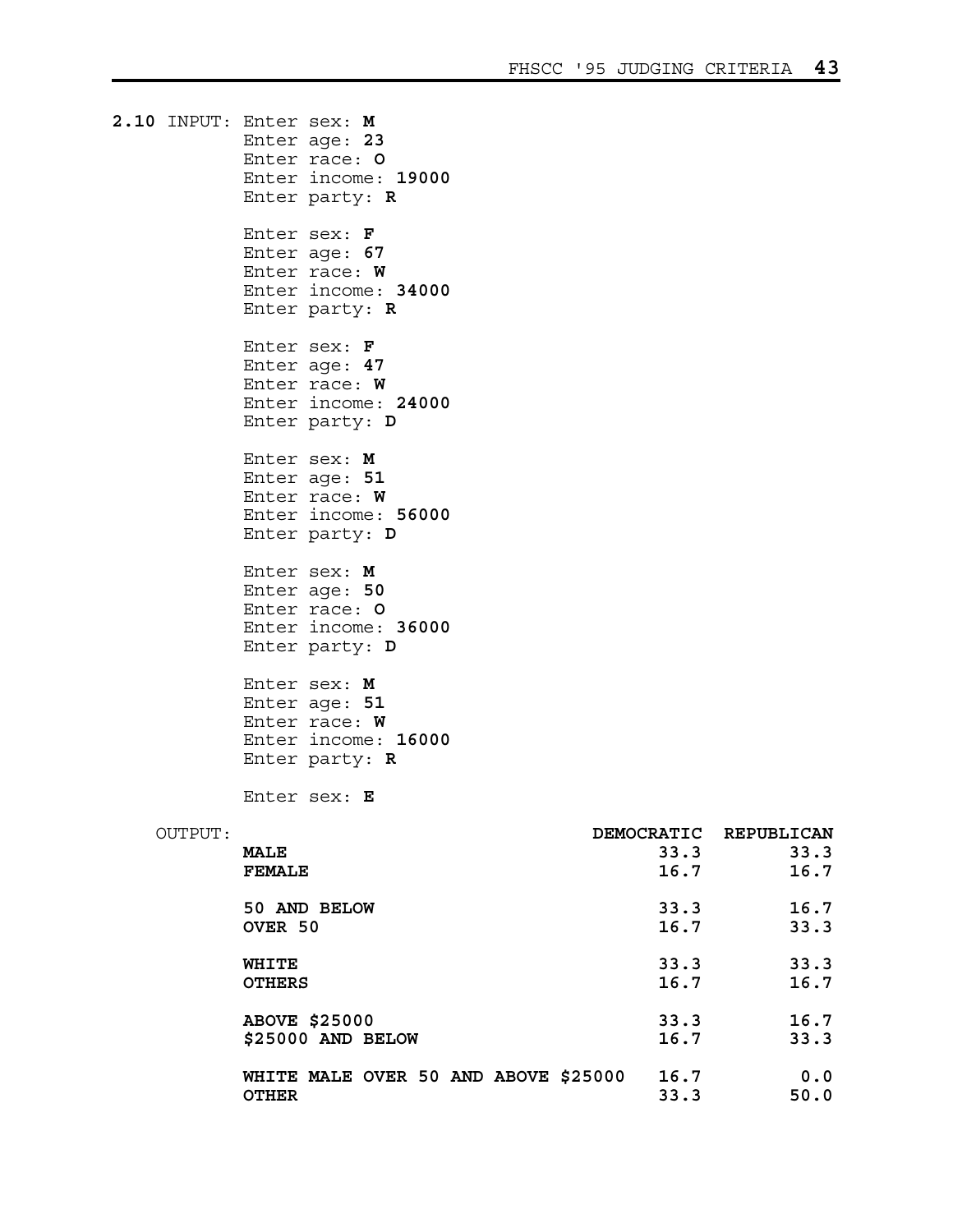**2.10** INPUT:

```
Enter sex: M
Enter age: 23
Enter race: O
Enter income: 19000
Enter party: R

Enter sex: F
Enter age: 67
Enter race: W
Enter income: 34000
Enter party: R

Enter sex: F
Enter age: 47
Enter race: W
Enter income: 24000
Enter party: D

Enter sex: M
Enter age: 51
Enter race: W
Enter income: 56000
Enter party: D

Enter sex: M
Enter age: 50
Enter race: O
Enter income: 36000
Enter party: D

Enter sex: M
Enter age: 51
Enter race: W
Enter income: 16000
Enter party: R

Enter sex: E
```

OUTPUT:

```
                                    DEMOCRATIC  REPUBLICAN
MALE                                      33.3        33.3
FEMALE                                    16.7        16.7

50 AND BELOW                              33.3        16.7
OVER 50                                   16.7        33.3

WHITE                                     33.3        33.3
OTHERS                                    16.7        16.7

ABOVE $25000                              33.3        16.7
$25000 AND BELOW                          16.7        33.3

WHITE MALE OVER 50 AND ABOVE $25000       16.7         0.0
OTHER                                     33.3        50.0
```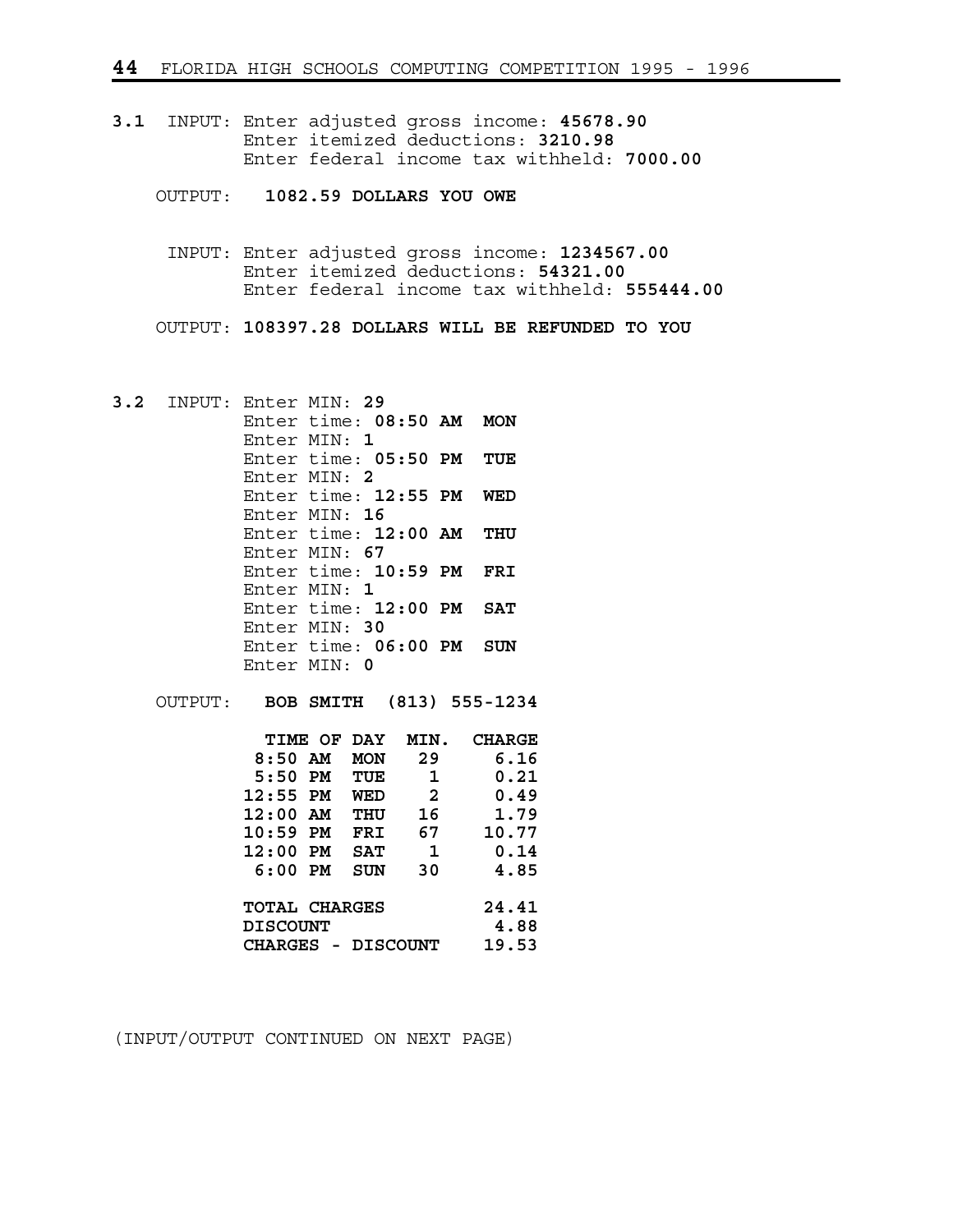**3.1** INPUT: Enter adjusted gross income: **45678.90**
Enter itemized deductions: **3210.98**
Enter federal income tax withheld: **7000.00**

OUTPUT: **1082.59 DOLLARS YOU OWE**

INPUT: Enter adjusted gross income: **1234567.00**
Enter itemized deductions: **54321.00**
Enter federal income tax withheld: **555444.00**

OUTPUT: **108397.28 DOLLARS WILL BE REFUNDED TO YOU**

**3.2** INPUT:

```
Enter MIN: 29
Enter time: 08:50 AM  MON
Enter MIN: 1
Enter time: 05:50 PM  TUE
Enter MIN: 2
Enter time: 12:55 PM  WED
Enter MIN: 16
Enter time: 12:00 AM  THU
Enter MIN: 67
Enter time: 10:59 PM  FRI
Enter MIN: 1
Enter time: 12:00 PM  SAT
Enter MIN: 30
Enter time: 06:00 PM  SUN
Enter MIN: 0
```

OUTPUT:

```
  BOB SMITH  (813) 555-1234

  TIME OF DAY  MIN.  CHARGE
 8:50 AM  MON   29     6.16
 5:50 PM  TUE    1     0.21
12:55 PM  WED    2     0.49
12:00 AM  THU   16     1.79
10:59 PM  FRI   67    10.77
12:00 PM  SAT    1     0.14
 6:00 PM  SUN   30     4.85

TOTAL CHARGES         24.41
DISCOUNT               4.88
CHARGES - DISCOUNT    19.53
```

(INPUT/OUTPUT CONTINUED ON NEXT PAGE)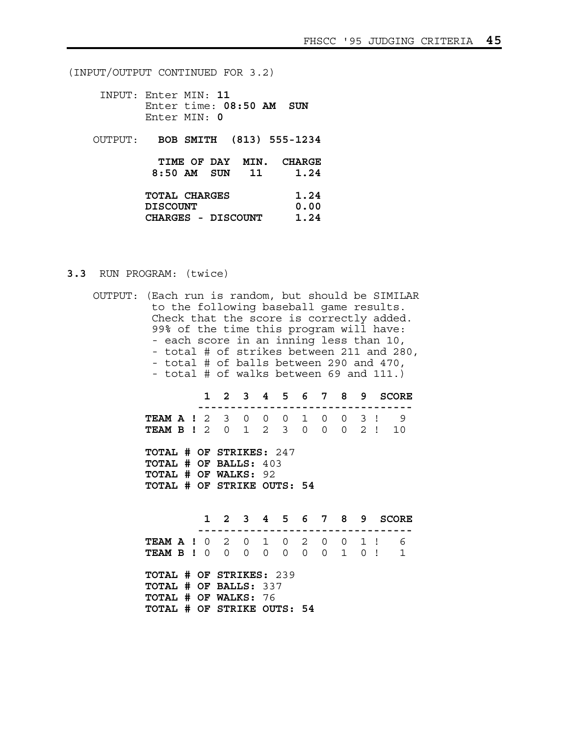(INPUT/OUTPUT CONTINUED FOR 3.2)

```
     INPUT: Enter MIN: 11
            Enter time: 08:50 AM  SUN
            Enter MIN: 0

    OUTPUT:   BOB SMITH  (813) 555-1234

              TIME OF DAY  MIN.  CHARGE
             8:50 AM  SUN   11     1.24

            TOTAL CHARGES          1.24
            DISCOUNT               0.00
            CHARGES - DISCOUNT     1.24
```

**3.3** RUN PROGRAM: (twice)

```
    OUTPUT: (Each run is random, but should be SIMILAR
             to the following baseball game results.
             Check that the score is correctly added.
             99% of the time this program will have:
             - each score in an inning less than 10,
             - total # of strikes between 211 and 280,
             - total # of balls between 290 and 470,
             - total # of walks between 69 and 111.)

                     1  2  3  4  5  6  7  8  9  SCORE
                    --------------------------------
            TEAM A ! 2  3  0  0  0  1  0  0  3 !   9
            TEAM B ! 2  0  1  2  3  0  0  0  2 !  10

            TOTAL # OF STRIKES: 247
            TOTAL # OF BALLS: 403
            TOTAL # OF WALKS: 92
            TOTAL # OF STRIKE OUTS: 54


                     1  2  3  4  5  6  7  8  9  SCORE
                    --------------------------------
            TEAM A ! 0  2  0  1  0  2  0  0  1 !   6
            TEAM B ! 0  0  0  0  0  0  0  1  0 !   1

            TOTAL # OF STRIKES: 239
            TOTAL # OF BALLS: 337
            TOTAL # OF WALKS: 76
            TOTAL # OF STRIKE OUTS: 54
```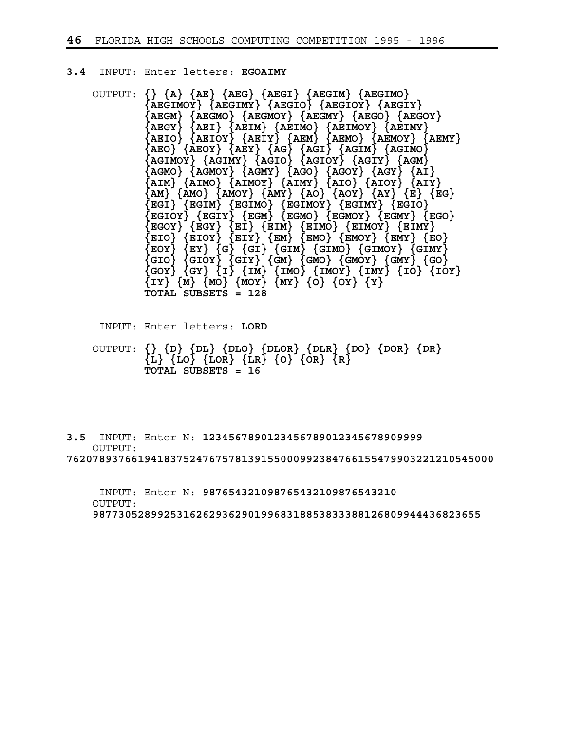**3.4** INPUT: Enter letters: **EGOAIMY**

OUTPUT: **{} {A} {AE} {AEG} {AEGI} {AEGIM} {AEGIMO} {AEGIMOY} {AEGIMY} {AEGIO} {AEGIOY} {AEGIY} {AEGM} {AEGMO} {AEGMOY} {AEGMY} {AEGO} {AEGOY} {AEGY} {AEI} {AEIM} {AEIMO} {AEIMOY} {AEIMY} {AEIO} {AEIOY} {AEIY} {AEM} {AEMO} {AEMOY} {AEMY} {AEO} {AEOY} {AEY} {AG} {AGI} {AGIM} {AGIMO} {AGIMOY} {AGIMY} {AGIO} {AGIOY} {AGIY} {AGM} {AGMO} {AGMOY} {AGMY} {AGO} {AGOY} {AGY} {AI} {AIM} {AIMO} {AIMOY} {AIMY} {AIO} {AIOY} {AIY} {AM} {AMO} {AMOY} {AMY} {AO} {AOY} {AY} {E} {EG} {EGI} {EGIM} {EGIMO} {EGIMOY} {EGIMY} {EGIO} {EGIOY} {EGIY} {EGM} {EGMO} {EGMOY} {EGMY} {EGO} {EGOY} {EGY} {EI} {EIM} {EIMO} {EIMOY} {EIMY} {EIO} {EIOY} {EIY} {EM} {EMO} {EMOY} {EMY} {EO} {EOY} {EY} {G} {GI} {GIM} {GIMO} {GIMOY} {GIMY} {GIO} {GIOY} {GIY} {GM} {GMO} {GMOY} {GMY} {GO} {GOY} {GY} {I} {IM} {IMO} {IMOY} {IMY} {IO} {IOY} {IY} {M} {MO} {MOY} {MY} {O} {OY} {Y}**
**TOTAL SUBSETS = 128**

INPUT: Enter letters: **LORD**

OUTPUT: **{} {D} {DL} {DLO} {DLOR} {DLR} {DO} {DOR} {DR} {L} {LO} {LOR} {LR} {O} {OR} {R}**
**TOTAL SUBSETS = 16**

**3.5** INPUT: Enter N: **12345678901234567890123456789099999**
OUTPUT:
**762078937661941837524767578139155000992384766155479903221210545000**

INPUT: Enter N: **98765432109876543210987654321​0**
OUTPUT:
**987730528992531626293629019968318853833388126809944436823655**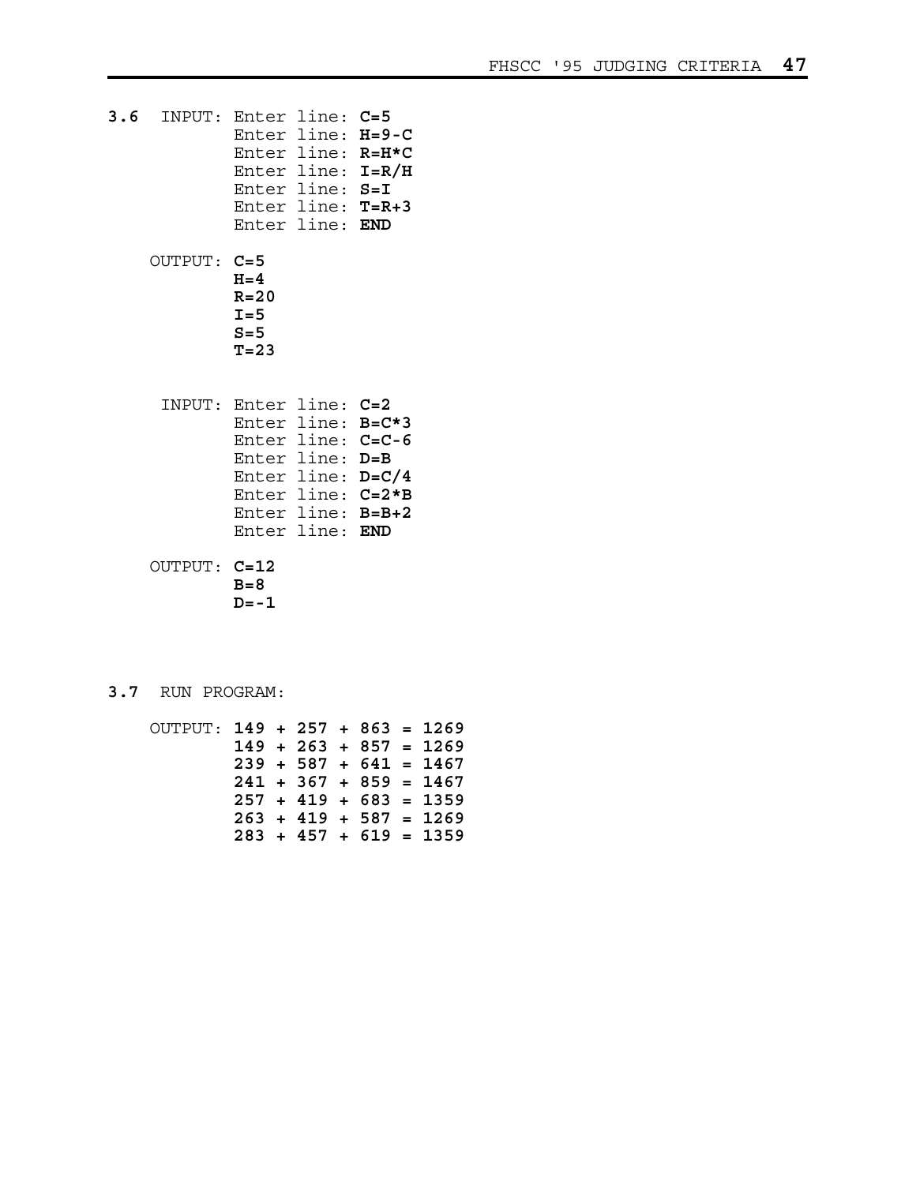**3.6** INPUT:

```
Enter line: C=5
Enter line: H=9-C
Enter line: R=H*C
Enter line: I=R/H
Enter line: S=I
Enter line: T=R+3
Enter line: END
```

OUTPUT:

```
C=5
H=4
R=20
I=5
S=5
T=23
```

INPUT:

```
Enter line: C=2
Enter line: B=C*3
Enter line: C=C-6
Enter line: D=B
Enter line: D=C/4
Enter line: C=2*B
Enter line: B=B+2
Enter line: END
```

OUTPUT:

```
C=12
B=8
D=-1
```

**3.7** RUN PROGRAM:

OUTPUT:

```
149 + 257 + 863 = 1269
149 + 263 + 857 = 1269
239 + 587 + 641 = 1467
241 + 367 + 859 = 1467
257 + 419 + 683 = 1359
263 + 419 + 587 = 1269
283 + 457 + 619 = 1359
```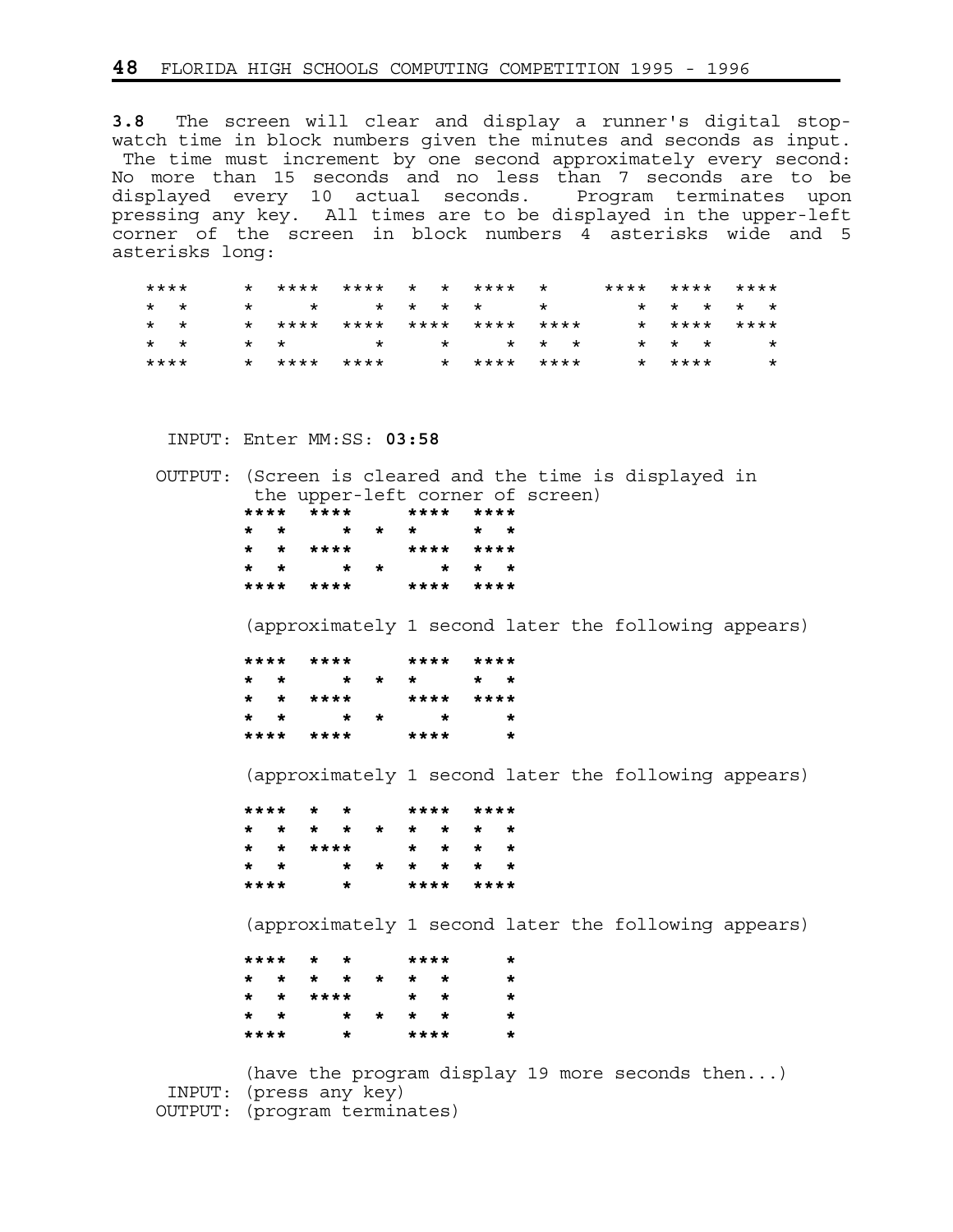**3.8** The screen will clear and display a runner's digital stop-watch time in block numbers given the minutes and seconds as input. The time must increment by one second approximately every second: No more than 15 seconds and no less than 7 seconds are to be displayed every 10 actual seconds. Program terminates upon pressing any key. All times are to be displayed in the upper-left corner of the screen in block numbers 4 asterisks wide and 5 asterisks long:

```
****     *  ****  ****  *  *  ****  *     ****  ****  ****
*  *     *     *     *  *  *  *     *        *  *  *  *  *
*  *     *  ****  ****  ****  ****  ****     *  ****  ****
*  *     *  *        *     *     *  *  *    *  *  *     *
****     *  ****  ****     *  ****  ****     *  ****     *
```

INPUT: Enter MM:SS: **03:58**

OUTPUT: (Screen is cleared and the time is displayed in the upper-left corner of screen)

```
****  ****     ****  ****
*  *     *  *  *     *  *
*  *  ****     ****  ****
*  *     *  *     *  *  *
****  ****     ****  ****
```

(approximately 1 second later the following appears)

```
****  ****     ****  ****
*  *     *  *  *     *  *
*  *  ****     ****  ****
*  *     *  *     *     *
****  ****     ****     *
```

(approximately 1 second later the following appears)

```
****  *  *     ****  ****
*  *  *  *  *  *  *  *  *
*  *  ****     *  *  *  *
*  *     *  *  *  *  *  *
****     *     ****  ****
```

(approximately 1 second later the following appears)

```
****  *  *     ****     *
*  *  *  *  *  *  *     *
*  *  ****     *  *     *
*  *     *  *  *  *     *
****     *     ****     *
```

(have the program display 19 more seconds then...)

INPUT: (press any key)

OUTPUT: (program terminates)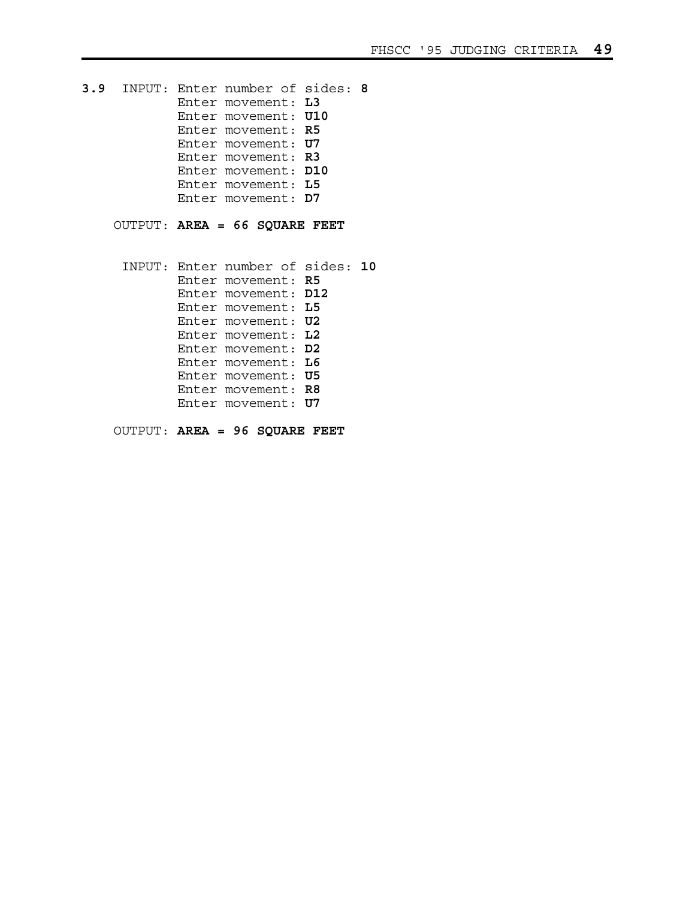**3.9** INPUT: Enter number of sides: **8**

```
Enter movement: L3
Enter movement: U10
Enter movement: R5
Enter movement: U7
Enter movement: R3
Enter movement: D10
Enter movement: L5
Enter movement: D7
```

OUTPUT: **AREA = 66 SQUARE FEET**

INPUT: Enter number of sides: **10**

```
Enter movement: R5
Enter movement: D12
Enter movement: L5
Enter movement: U2
Enter movement: L2
Enter movement: D2
Enter movement: L6
Enter movement: U5
Enter movement: R8
Enter movement: U7
```

OUTPUT: **AREA = 96 SQUARE FEET**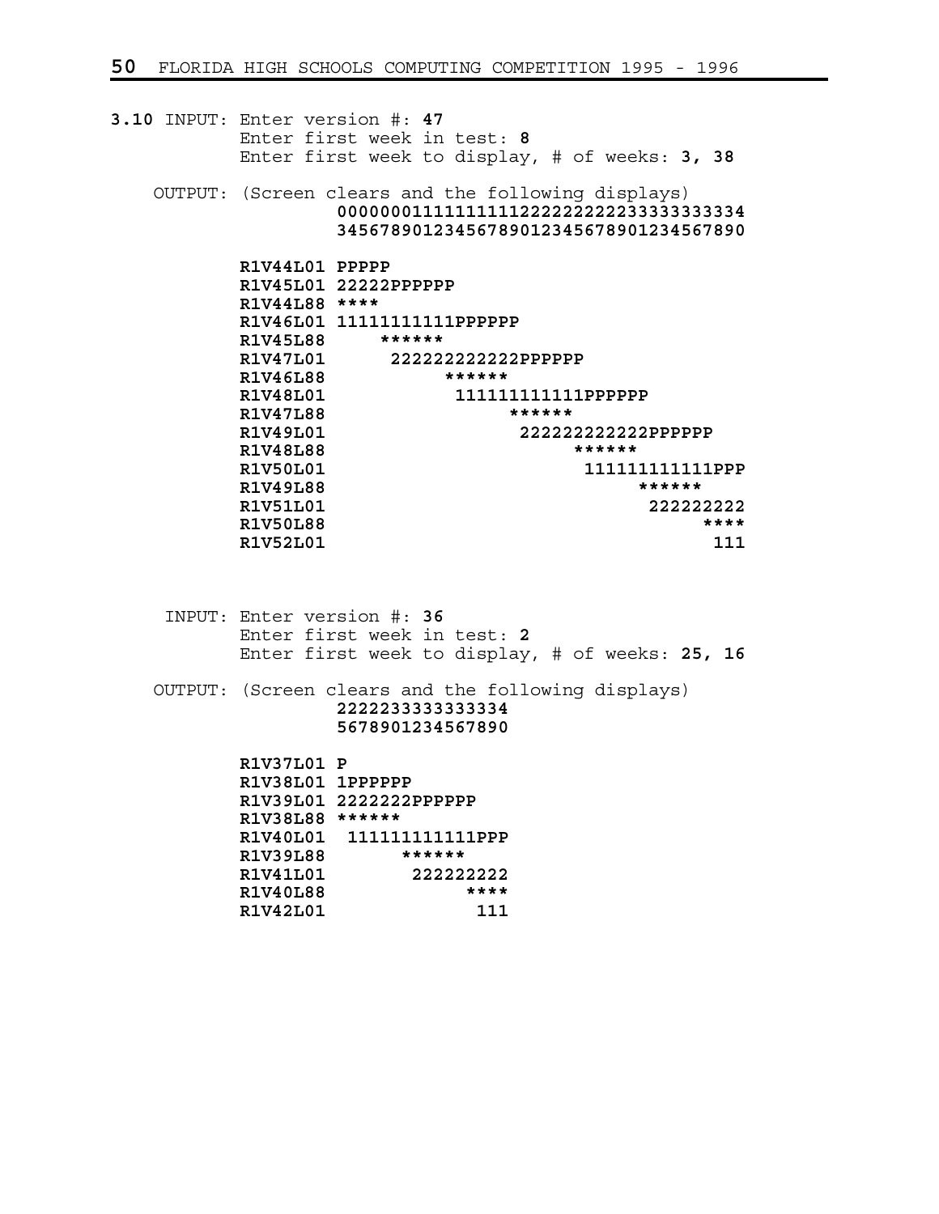**3.10** INPUT: Enter version #: **47**
Enter first week in test: **8**
Enter first week to display, # of weeks: **3, 38**

OUTPUT: (Screen clears and the following displays)

```
         00000001111111111222222222233333333334
         34567890123456789012345678901234567890

R1V44L01 PPPPP
R1V45L01 22222PPPPPP
R1V44L88 ****
R1V46L01 11111111111PPPPPP
R1V45L88     ******
R1V47L01      222222222222PPPPPP
R1V46L88           ******
R1V48L01            111111111111PPPPPP
R1V47L88                 ******
R1V49L01                  222222222222PPPPPP
R1V48L88                       ******
R1V50L01                        111111111111PPP
R1V49L88                             ******
R1V51L01                              222222222
R1V50L88                                   ****
R1V52L01                                    111
```

INPUT: Enter version #: **36**
Enter first week in test: **2**
Enter first week to display, # of weeks: **25, 16**

OUTPUT: (Screen clears and the following displays)

```
         2222233333333334
         5678901234567890

R1V37L01 P
R1V38L01 1PPPPPP
R1V39L01 2222222PPPPPP
R1V38L88 ******
R1V40L01  111111111111PPP
R1V39L88       ******
R1V41L01        222222222
R1V40L88             ****
R1V42L01              111
```